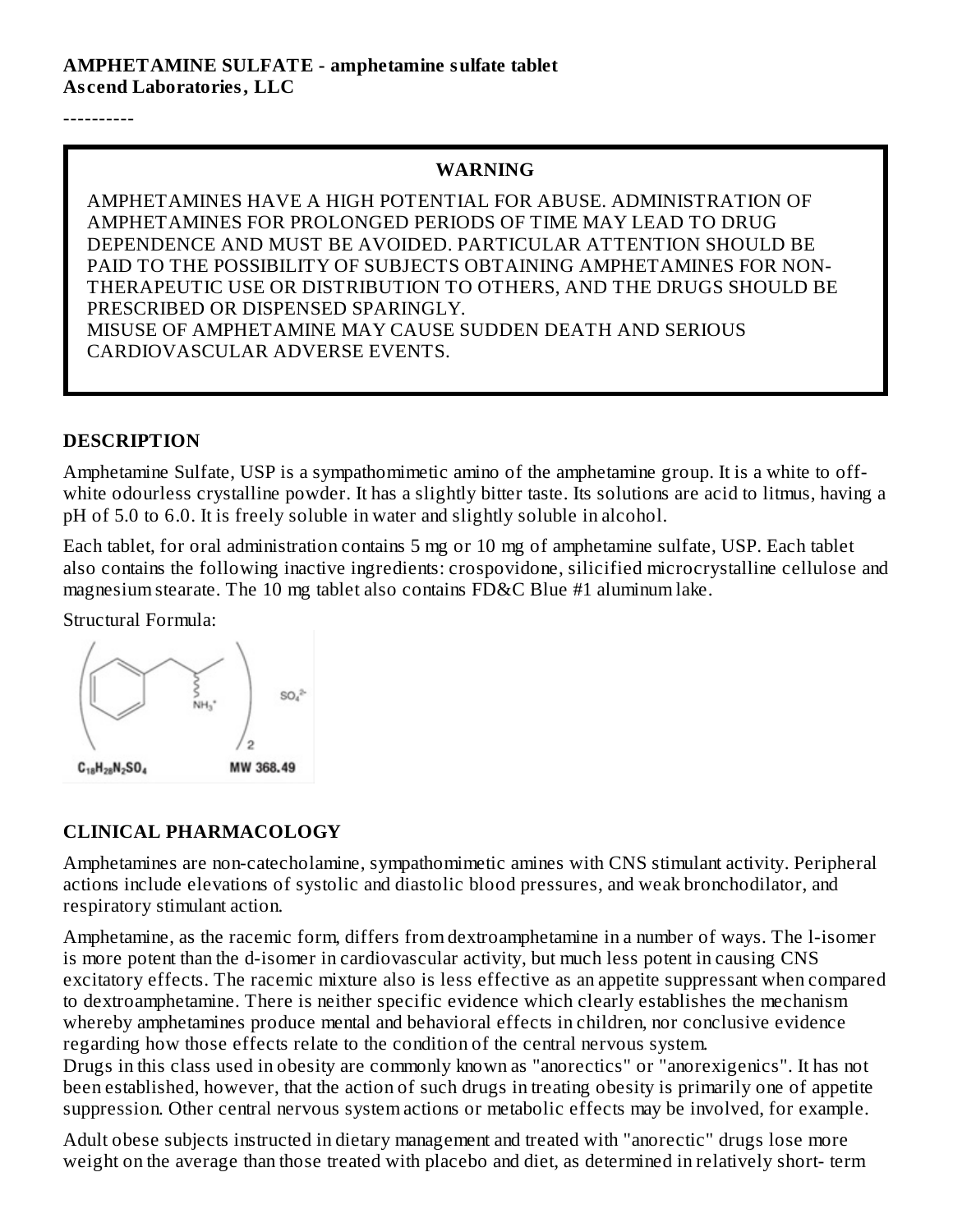**AMPHETAMINE SULFATE - amphetamine sulfate tablet**
**Ascend Laboratories, LLC**

----------

**WARNING**

AMPHETAMINES HAVE A HIGH POTENTIAL FOR ABUSE. ADMINISTRATION OF AMPHETAMINES FOR PROLONGED PERIODS OF TIME MAY LEAD TO DRUG DEPENDENCE AND MUST BE AVOIDED. PARTICULAR ATTENTION SHOULD BE PAID TO THE POSSIBILITY OF SUBJECTS OBTAINING AMPHETAMINES FOR NON-THERAPEUTIC USE OR DISTRIBUTION TO OTHERS, AND THE DRUGS SHOULD BE PRESCRIBED OR DISPENSED SPARINGLY.
MISUSE OF AMPHETAMINE MAY CAUSE SUDDEN DEATH AND SERIOUS CARDIOVASCULAR ADVERSE EVENTS.

## DESCRIPTION

Amphetamine Sulfate, USP is a sympathomimetic amino of the amphetamine group. It is a white to off-white odourless crystalline powder. It has a slightly bitter taste. Its solutions are acid to litmus, having a pH of 5.0 to 6.0. It is freely soluble in water and slightly soluble in alcohol.

Each tablet, for oral administration contains 5 mg or 10 mg of amphetamine sulfate, USP. Each tablet also contains the following inactive ingredients: crospovidone, silicified microcrystalline cellulose and magnesium stearate. The 10 mg tablet also contains FD&C Blue #1 aluminum lake.

Structural Formula:

$C_{18}H_{28}N_2SO_4$ MW 368.49

## CLINICAL PHARMACOLOGY

Amphetamines are non-catecholamine, sympathomimetic amines with CNS stimulant activity. Peripheral actions include elevations of systolic and diastolic blood pressures, and weak bronchodilator, and respiratory stimulant action.

Amphetamine, as the racemic form, differs from dextroamphetamine in a number of ways. The l-isomer is more potent than the d-isomer in cardiovascular activity, but much less potent in causing CNS excitatory effects. The racemic mixture also is less effective as an appetite suppressant when compared to dextroamphetamine. There is neither specific evidence which clearly establishes the mechanism whereby amphetamines produce mental and behavioral effects in children, nor conclusive evidence regarding how those effects relate to the condition of the central nervous system.
Drugs in this class used in obesity are commonly known as "anorectics" or "anorexigenics". It has not been established, however, that the action of such drugs in treating obesity is primarily one of appetite suppression. Other central nervous system actions or metabolic effects may be involved, for example.

Adult obese subjects instructed in dietary management and treated with "anorectic" drugs lose more weight on the average than those treated with placebo and diet, as determined in relatively short- term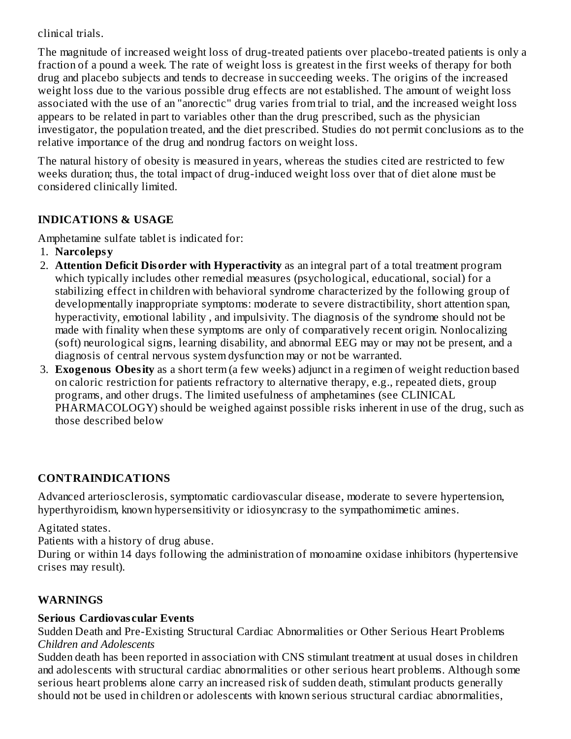clinical trials.

The magnitude of increased weight loss of drug-treated patients over placebo-treated patients is only a fraction of a pound a week. The rate of weight loss is greatest in the first weeks of therapy for both drug and placebo subjects and tends to decrease in succeeding weeks. The origins of the increased weight loss due to the various possible drug effects are not established. The amount of weight loss associated with the use of an "anorectic" drug varies from trial to trial, and the increased weight loss appears to be related in part to variables other than the drug prescribed, such as the physician investigator, the population treated, and the diet prescribed. Studies do not permit conclusions as to the relative importance of the drug and nondrug factors on weight loss.

The natural history of obesity is measured in years, whereas the studies cited are restricted to few weeks duration; thus, the total impact of drug-induced weight loss over that of diet alone must be considered clinically limited.

## INDICATIONS & USAGE

Amphetamine sulfate tablet is indicated for:

1. **Narcolepsy**
2. **Attention Deficit Disorder with Hyperactivity** as an integral part of a total treatment program which typically includes other remedial measures (psychological, educational, social) for a stabilizing effect in children with behavioral syndrome characterized by the following group of developmentally inappropriate symptoms: moderate to severe distractibility, short attention span, hyperactivity, emotional lability , and impulsivity. The diagnosis of the syndrome should not be made with finality when these symptoms are only of comparatively recent origin. Nonlocalizing (soft) neurological signs, learning disability, and abnormal EEG may or may not be present, and a diagnosis of central nervous system dysfunction may or not be warranted.
3. **Exogenous Obesity** as a short term (a few weeks) adjunct in a regimen of weight reduction based on caloric restriction for patients refractory to alternative therapy, e.g., repeated diets, group programs, and other drugs. The limited usefulness of amphetamines (see CLINICAL PHARMACOLOGY) should be weighed against possible risks inherent in use of the drug, such as those described below

## CONTRAINDICATIONS

Advanced arteriosclerosis, symptomatic cardiovascular disease, moderate to severe hypertension, hyperthyroidism, known hypersensitivity or idiosyncrasy to the sympathomimetic amines.

Agitated states.
Patients with a history of drug abuse.
During or within 14 days following the administration of monoamine oxidase inhibitors (hypertensive crises may result).

## WARNINGS

### Serious Cardiovascular Events

Sudden Death and Pre-Existing Structural Cardiac Abnormalities or Other Serious Heart Problems
*Children and Adolescents*
Sudden death has been reported in association with CNS stimulant treatment at usual doses in children and adolescents with structural cardiac abnormalities or other serious heart problems. Although some serious heart problems alone carry an increased risk of sudden death, stimulant products generally should not be used in children or adolescents with known serious structural cardiac abnormalities,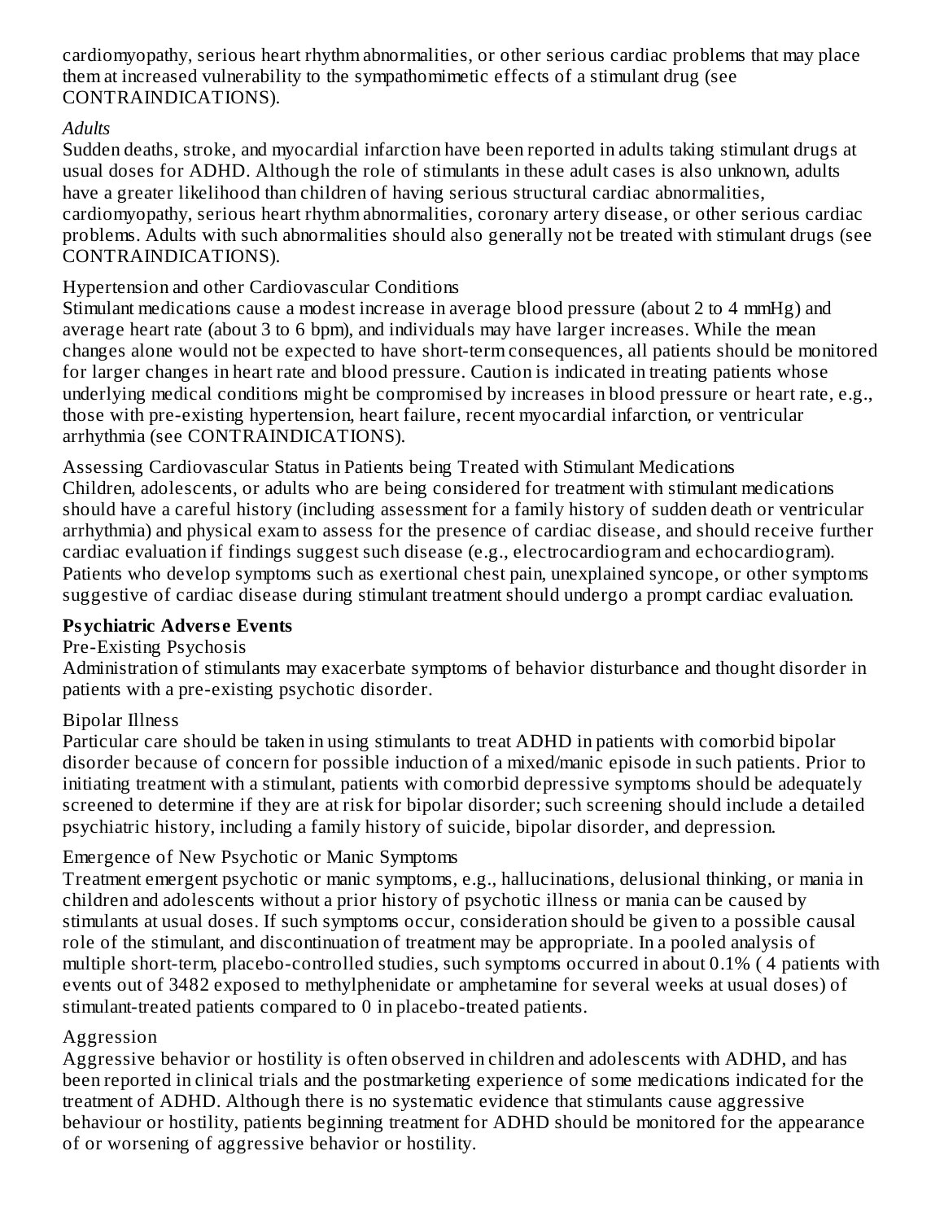cardiomyopathy, serious heart rhythm abnormalities, or other serious cardiac problems that may place them at increased vulnerability to the sympathomimetic effects of a stimulant drug (see CONTRAINDICATIONS).

*Adults*

Sudden deaths, stroke, and myocardial infarction have been reported in adults taking stimulant drugs at usual doses for ADHD. Although the role of stimulants in these adult cases is also unknown, adults have a greater likelihood than children of having serious structural cardiac abnormalities, cardiomyopathy, serious heart rhythm abnormalities, coronary artery disease, or other serious cardiac problems. Adults with such abnormalities should also generally not be treated with stimulant drugs (see CONTRAINDICATIONS).

Hypertension and other Cardiovascular Conditions

Stimulant medications cause a modest increase in average blood pressure (about 2 to 4 mmHg) and average heart rate (about 3 to 6 bpm), and individuals may have larger increases. While the mean changes alone would not be expected to have short-term consequences, all patients should be monitored for larger changes in heart rate and blood pressure. Caution is indicated in treating patients whose underlying medical conditions might be compromised by increases in blood pressure or heart rate, e.g., those with pre-existing hypertension, heart failure, recent myocardial infarction, or ventricular arrhythmia (see CONTRAINDICATIONS).

Assessing Cardiovascular Status in Patients being Treated with Stimulant Medications

Children, adolescents, or adults who are being considered for treatment with stimulant medications should have a careful history (including assessment for a family history of sudden death or ventricular arrhythmia) and physical exam to assess for the presence of cardiac disease, and should receive further cardiac evaluation if findings suggest such disease (e.g., electrocardiogram and echocardiogram). Patients who develop symptoms such as exertional chest pain, unexplained syncope, or other symptoms suggestive of cardiac disease during stimulant treatment should undergo a prompt cardiac evaluation.

**Psychiatric Adverse Events**

Pre-Existing Psychosis

Administration of stimulants may exacerbate symptoms of behavior disturbance and thought disorder in patients with a pre-existing psychotic disorder.

Bipolar Illness

Particular care should be taken in using stimulants to treat ADHD in patients with comorbid bipolar disorder because of concern for possible induction of a mixed/manic episode in such patients. Prior to initiating treatment with a stimulant, patients with comorbid depressive symptoms should be adequately screened to determine if they are at risk for bipolar disorder; such screening should include a detailed psychiatric history, including a family history of suicide, bipolar disorder, and depression.

Emergence of New Psychotic or Manic Symptoms

Treatment emergent psychotic or manic symptoms, e.g., hallucinations, delusional thinking, or mania in children and adolescents without a prior history of psychotic illness or mania can be caused by stimulants at usual doses. If such symptoms occur, consideration should be given to a possible causal role of the stimulant, and discontinuation of treatment may be appropriate. In a pooled analysis of multiple short-term, placebo-controlled studies, such symptoms occurred in about 0.1% ( 4 patients with events out of 3482 exposed to methylphenidate or amphetamine for several weeks at usual doses) of stimulant-treated patients compared to 0 in placebo-treated patients.

Aggression

Aggressive behavior or hostility is often observed in children and adolescents with ADHD, and has been reported in clinical trials and the postmarketing experience of some medications indicated for the treatment of ADHD. Although there is no systematic evidence that stimulants cause aggressive behaviour or hostility, patients beginning treatment for ADHD should be monitored for the appearance of or worsening of aggressive behavior or hostility.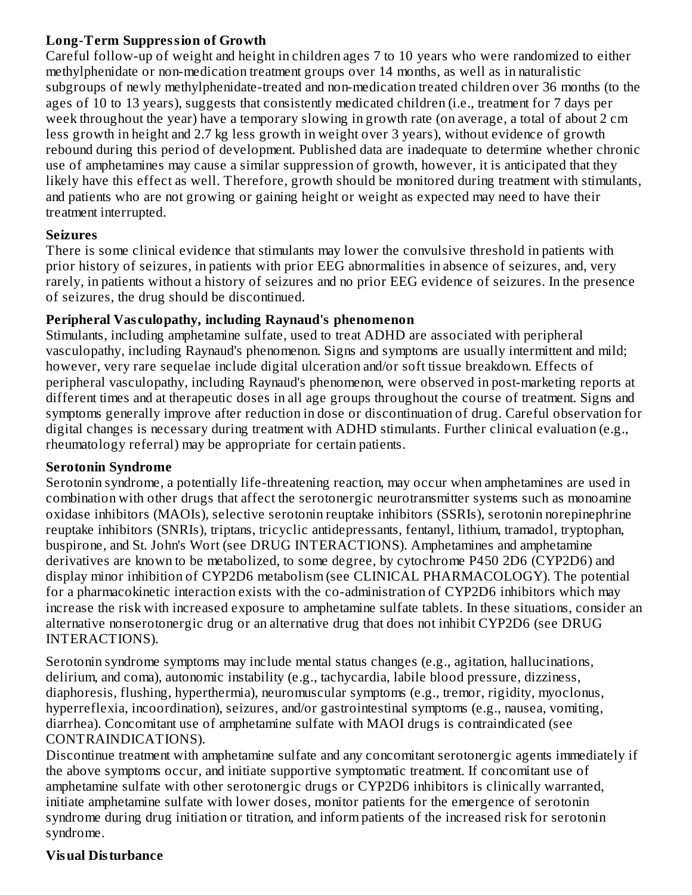**Long-Term Suppression of Growth**

Careful follow-up of weight and height in children ages 7 to 10 years who were randomized to either methylphenidate or non-medication treatment groups over 14 months, as well as in naturalistic subgroups of newly methylphenidate-treated and non-medication treated children over 36 months (to the ages of 10 to 13 years), suggests that consistently medicated children (i.e., treatment for 7 days per week throughout the year) have a temporary slowing in growth rate (on average, a total of about 2 cm less growth in height and 2.7 kg less growth in weight over 3 years), without evidence of growth rebound during this period of development. Published data are inadequate to determine whether chronic use of amphetamines may cause a similar suppression of growth, however, it is anticipated that they likely have this effect as well. Therefore, growth should be monitored during treatment with stimulants, and patients who are not growing or gaining height or weight as expected may need to have their treatment interrupted.

**Seizures**

There is some clinical evidence that stimulants may lower the convulsive threshold in patients with prior history of seizures, in patients with prior EEG abnormalities in absence of seizures, and, very rarely, in patients without a history of seizures and no prior EEG evidence of seizures. In the presence of seizures, the drug should be discontinued.

**Peripheral Vasculopathy, including Raynaud's phenomenon**

Stimulants, including amphetamine sulfate, used to treat ADHD are associated with peripheral vasculopathy, including Raynaud's phenomenon. Signs and symptoms are usually intermittent and mild; however, very rare sequelae include digital ulceration and/or soft tissue breakdown. Effects of peripheral vasculopathy, including Raynaud's phenomenon, were observed in post-marketing reports at different times and at therapeutic doses in all age groups throughout the course of treatment. Signs and symptoms generally improve after reduction in dose or discontinuation of drug. Careful observation for digital changes is necessary during treatment with ADHD stimulants. Further clinical evaluation (e.g., rheumatology referral) may be appropriate for certain patients.

**Serotonin Syndrome**

Serotonin syndrome, a potentially life-threatening reaction, may occur when amphetamines are used in combination with other drugs that affect the serotonergic neurotransmitter systems such as monoamine oxidase inhibitors (MAOIs), selective serotonin reuptake inhibitors (SSRIs), serotonin norepinephrine reuptake inhibitors (SNRIs), triptans, tricyclic antidepressants, fentanyl, lithium, tramadol, tryptophan, buspirone, and St. John's Wort (see DRUG INTERACTIONS). Amphetamines and amphetamine derivatives are known to be metabolized, to some degree, by cytochrome P450 2D6 (CYP2D6) and display minor inhibition of CYP2D6 metabolism (see CLINICAL PHARMACOLOGY). The potential for a pharmacokinetic interaction exists with the co-administration of CYP2D6 inhibitors which may increase the risk with increased exposure to amphetamine sulfate tablets. In these situations, consider an alternative nonserotonergic drug or an alternative drug that does not inhibit CYP2D6 (see DRUG INTERACTIONS).

Serotonin syndrome symptoms may include mental status changes (e.g., agitation, hallucinations, delirium, and coma), autonomic instability (e.g., tachycardia, labile blood pressure, dizziness, diaphoresis, flushing, hyperthermia), neuromuscular symptoms (e.g., tremor, rigidity, myoclonus, hyperreflexia, incoordination), seizures, and/or gastrointestinal symptoms (e.g., nausea, vomiting, diarrhea). Concomitant use of amphetamine sulfate with MAOI drugs is contraindicated (see CONTRAINDICATIONS).

Discontinue treatment with amphetamine sulfate and any concomitant serotonergic agents immediately if the above symptoms occur, and initiate supportive symptomatic treatment. If concomitant use of amphetamine sulfate with other serotonergic drugs or CYP2D6 inhibitors is clinically warranted, initiate amphetamine sulfate with lower doses, monitor patients for the emergence of serotonin syndrome during drug initiation or titration, and inform patients of the increased risk for serotonin syndrome.

**Visual Disturbance**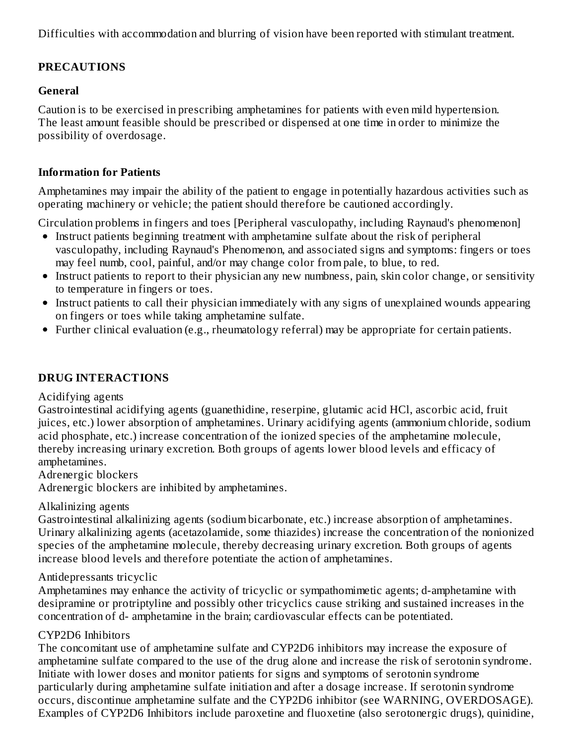Difficulties with accommodation and blurring of vision have been reported with stimulant treatment.

## PRECAUTIONS

### General

Caution is to be exercised in prescribing amphetamines for patients with even mild hypertension. The least amount feasible should be prescribed or dispensed at one time in order to minimize the possibility of overdosage.

### Information for Patients

Amphetamines may impair the ability of the patient to engage in potentially hazardous activities such as operating machinery or vehicle; the patient should therefore be cautioned accordingly.

Circulation problems in fingers and toes [Peripheral vasculopathy, including Raynaud's phenomenon]

- Instruct patients beginning treatment with amphetamine sulfate about the risk of peripheral vasculopathy, including Raynaud's Phenomenon, and associated signs and symptoms: fingers or toes may feel numb, cool, painful, and/or may change color from pale, to blue, to red.
- Instruct patients to report to their physician any new numbness, pain, skin color change, or sensitivity to temperature in fingers or toes.
- Instruct patients to call their physician immediately with any signs of unexplained wounds appearing on fingers or toes while taking amphetamine sulfate.
- Further clinical evaluation (e.g., rheumatology referral) may be appropriate for certain patients.

## DRUG INTERACTIONS

Acidifying agents

Gastrointestinal acidifying agents (guanethidine, reserpine, glutamic acid HCl, ascorbic acid, fruit juices, etc.) lower absorption of amphetamines. Urinary acidifying agents (ammonium chloride, sodium acid phosphate, etc.) increase concentration of the ionized species of the amphetamine molecule, thereby increasing urinary excretion. Both groups of agents lower blood levels and efficacy of amphetamines.

Adrenergic blockers

Adrenergic blockers are inhibited by amphetamines.

Alkalinizing agents

Gastrointestinal alkalinizing agents (sodium bicarbonate, etc.) increase absorption of amphetamines. Urinary alkalinizing agents (acetazolamide, some thiazides) increase the concentration of the nonionized species of the amphetamine molecule, thereby decreasing urinary excretion. Both groups of agents increase blood levels and therefore potentiate the action of amphetamines.

Antidepressants tricyclic

Amphetamines may enhance the activity of tricyclic or sympathomimetic agents; d-amphetamine with desipramine or protriptyline and possibly other tricyclics cause striking and sustained increases in the concentration of d- amphetamine in the brain; cardiovascular effects can be potentiated.

CYP2D6 Inhibitors

The concomitant use of amphetamine sulfate and CYP2D6 inhibitors may increase the exposure of amphetamine sulfate compared to the use of the drug alone and increase the risk of serotonin syndrome. Initiate with lower doses and monitor patients for signs and symptoms of serotonin syndrome particularly during amphetamine sulfate initiation and after a dosage increase. If serotonin syndrome occurs, discontinue amphetamine sulfate and the CYP2D6 inhibitor (see WARNING, OVERDOSAGE). Examples of CYP2D6 Inhibitors include paroxetine and fluoxetine (also serotonergic drugs), quinidine,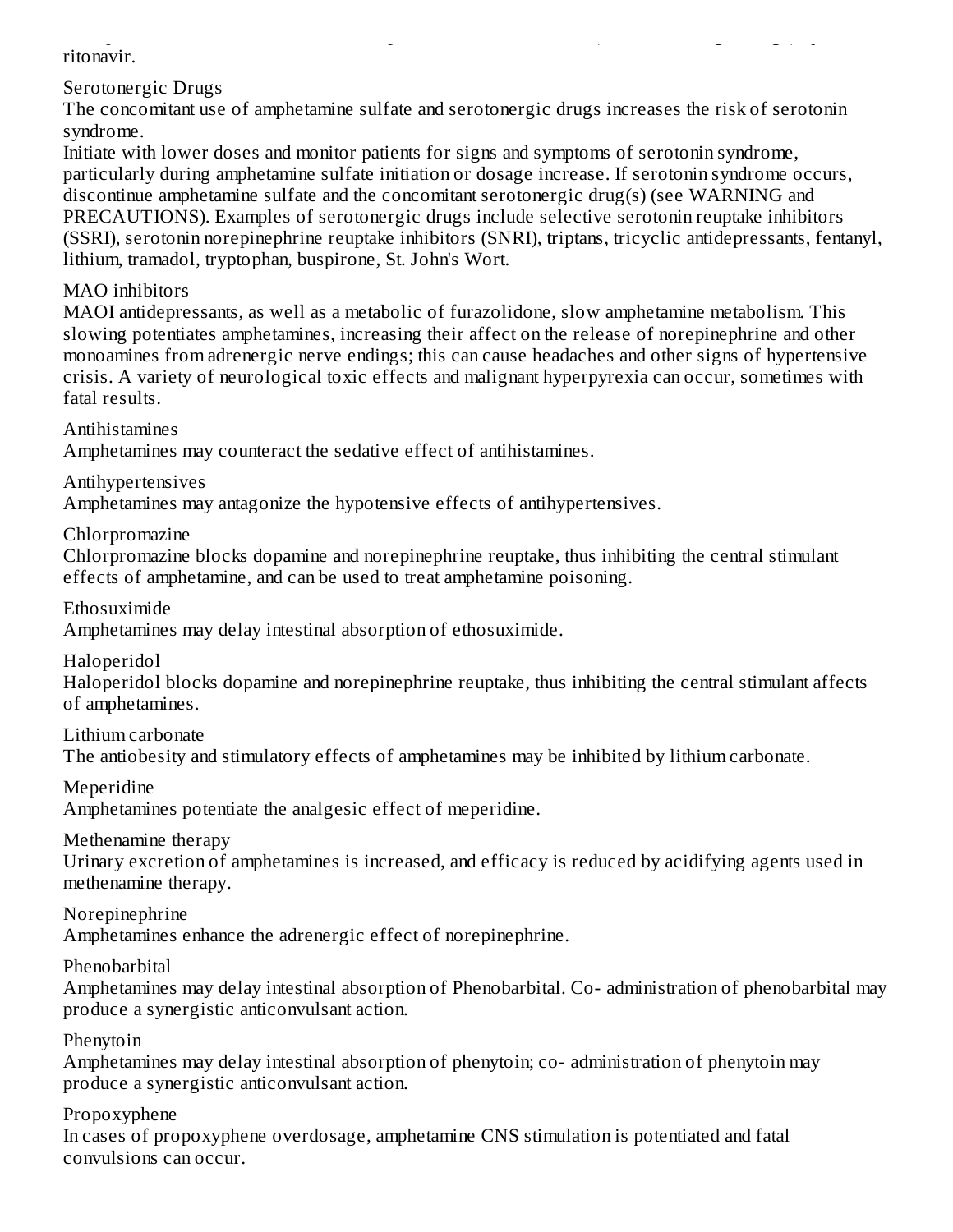ritonavir.

Serotonergic Drugs

The concomitant use of amphetamine sulfate and serotonergic drugs increases the risk of serotonin syndrome.

Initiate with lower doses and monitor patients for signs and symptoms of serotonin syndrome, particularly during amphetamine sulfate initiation or dosage increase. If serotonin syndrome occurs, discontinue amphetamine sulfate and the concomitant serotonergic drug(s) (see WARNING and PRECAUTIONS). Examples of serotonergic drugs include selective serotonin reuptake inhibitors (SSRI), serotonin norepinephrine reuptake inhibitors (SNRI), triptans, tricyclic antidepressants, fentanyl, lithium, tramadol, tryptophan, buspirone, St. John's Wort.

MAO inhibitors

MAOI antidepressants, as well as a metabolic of furazolidone, slow amphetamine metabolism. This slowing potentiates amphetamines, increasing their affect on the release of norepinephrine and other monoamines from adrenergic nerve endings; this can cause headaches and other signs of hypertensive crisis. A variety of neurological toxic effects and malignant hyperpyrexia can occur, sometimes with fatal results.

Antihistamines

Amphetamines may counteract the sedative effect of antihistamines.

Antihypertensives

Amphetamines may antagonize the hypotensive effects of antihypertensives.

Chlorpromazine

Chlorpromazine blocks dopamine and norepinephrine reuptake, thus inhibiting the central stimulant effects of amphetamine, and can be used to treat amphetamine poisoning.

Ethosuximide

Amphetamines may delay intestinal absorption of ethosuximide.

Haloperidol

Haloperidol blocks dopamine and norepinephrine reuptake, thus inhibiting the central stimulant affects of amphetamines.

Lithium carbonate

The antiobesity and stimulatory effects of amphetamines may be inhibited by lithium carbonate.

Meperidine

Amphetamines potentiate the analgesic effect of meperidine.

Methenamine therapy

Urinary excretion of amphetamines is increased, and efficacy is reduced by acidifying agents used in methenamine therapy.

Norepinephrine

Amphetamines enhance the adrenergic effect of norepinephrine.

Phenobarbital

Amphetamines may delay intestinal absorption of Phenobarbital. Co- administration of phenobarbital may produce a synergistic anticonvulsant action.

Phenytoin

Amphetamines may delay intestinal absorption of phenytoin; co- administration of phenytoin may produce a synergistic anticonvulsant action.

Propoxyphene

In cases of propoxyphene overdosage, amphetamine CNS stimulation is potentiated and fatal convulsions can occur.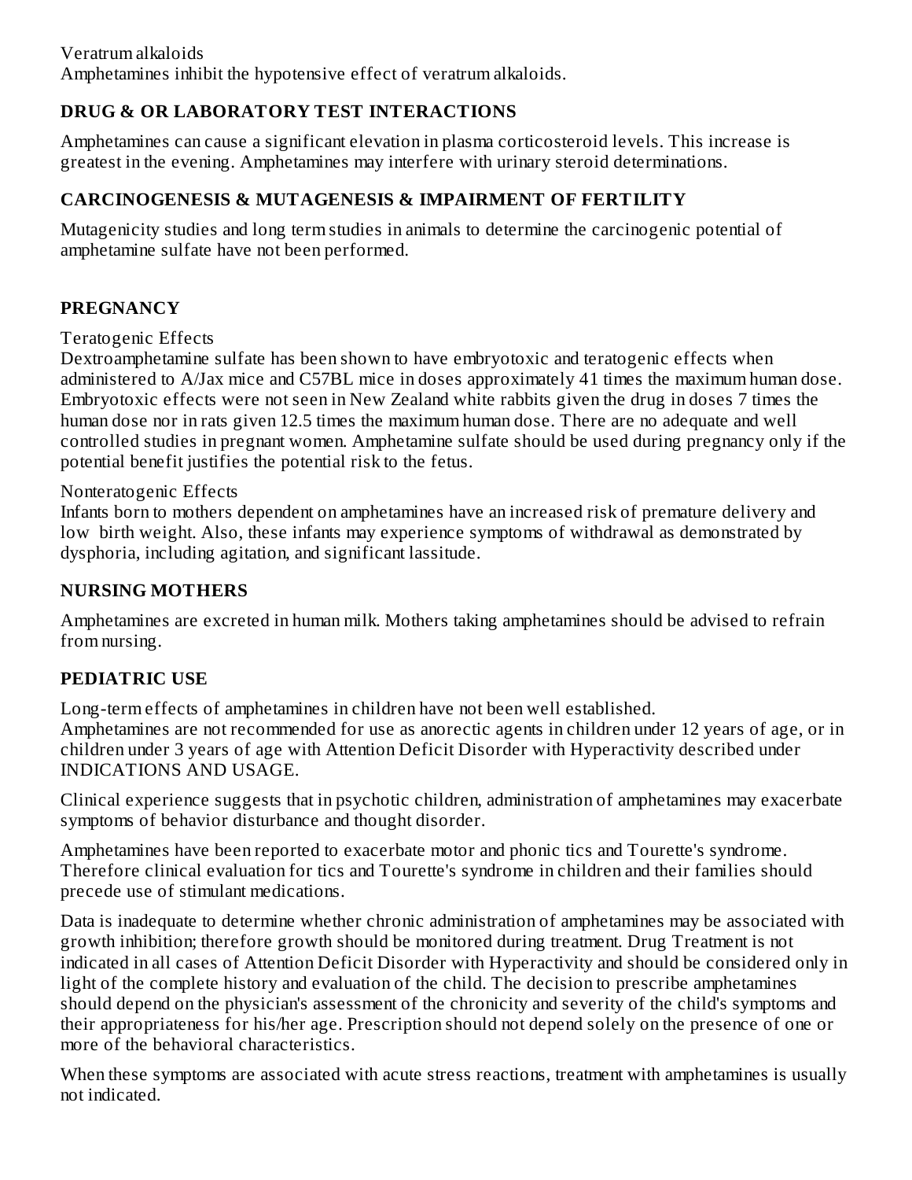Veratrum alkaloids
Amphetamines inhibit the hypotensive effect of veratrum alkaloids.

## DRUG & OR LABORATORY TEST INTERACTIONS

Amphetamines can cause a significant elevation in plasma corticosteroid levels. This increase is greatest in the evening. Amphetamines may interfere with urinary steroid determinations.

## CARCINOGENESIS & MUTAGENESIS & IMPAIRMENT OF FERTILITY

Mutagenicity studies and long term studies in animals to determine the carcinogenic potential of amphetamine sulfate have not been performed.

## PREGNANCY

Teratogenic Effects
Dextroamphetamine sulfate has been shown to have embryotoxic and teratogenic effects when administered to A/Jax mice and C57BL mice in doses approximately 41 times the maximum human dose. Embryotoxic effects were not seen in New Zealand white rabbits given the drug in doses 7 times the human dose nor in rats given 12.5 times the maximum human dose. There are no adequate and well controlled studies in pregnant women. Amphetamine sulfate should be used during pregnancy only if the potential benefit justifies the potential risk to the fetus.

Nonteratogenic Effects
Infants born to mothers dependent on amphetamines have an increased risk of premature delivery and low birth weight. Also, these infants may experience symptoms of withdrawal as demonstrated by dysphoria, including agitation, and significant lassitude.

## NURSING MOTHERS

Amphetamines are excreted in human milk. Mothers taking amphetamines should be advised to refrain from nursing.

## PEDIATRIC USE

Long-term effects of amphetamines in children have not been well established.
Amphetamines are not recommended for use as anorectic agents in children under 12 years of age, or in children under 3 years of age with Attention Deficit Disorder with Hyperactivity described under INDICATIONS AND USAGE.

Clinical experience suggests that in psychotic children, administration of amphetamines may exacerbate symptoms of behavior disturbance and thought disorder.

Amphetamines have been reported to exacerbate motor and phonic tics and Tourette's syndrome. Therefore clinical evaluation for tics and Tourette's syndrome in children and their families should precede use of stimulant medications.

Data is inadequate to determine whether chronic administration of amphetamines may be associated with growth inhibition; therefore growth should be monitored during treatment. Drug Treatment is not indicated in all cases of Attention Deficit Disorder with Hyperactivity and should be considered only in light of the complete history and evaluation of the child. The decision to prescribe amphetamines should depend on the physician's assessment of the chronicity and severity of the child's symptoms and their appropriateness for his/her age. Prescription should not depend solely on the presence of one or more of the behavioral characteristics.

When these symptoms are associated with acute stress reactions, treatment with amphetamines is usually not indicated.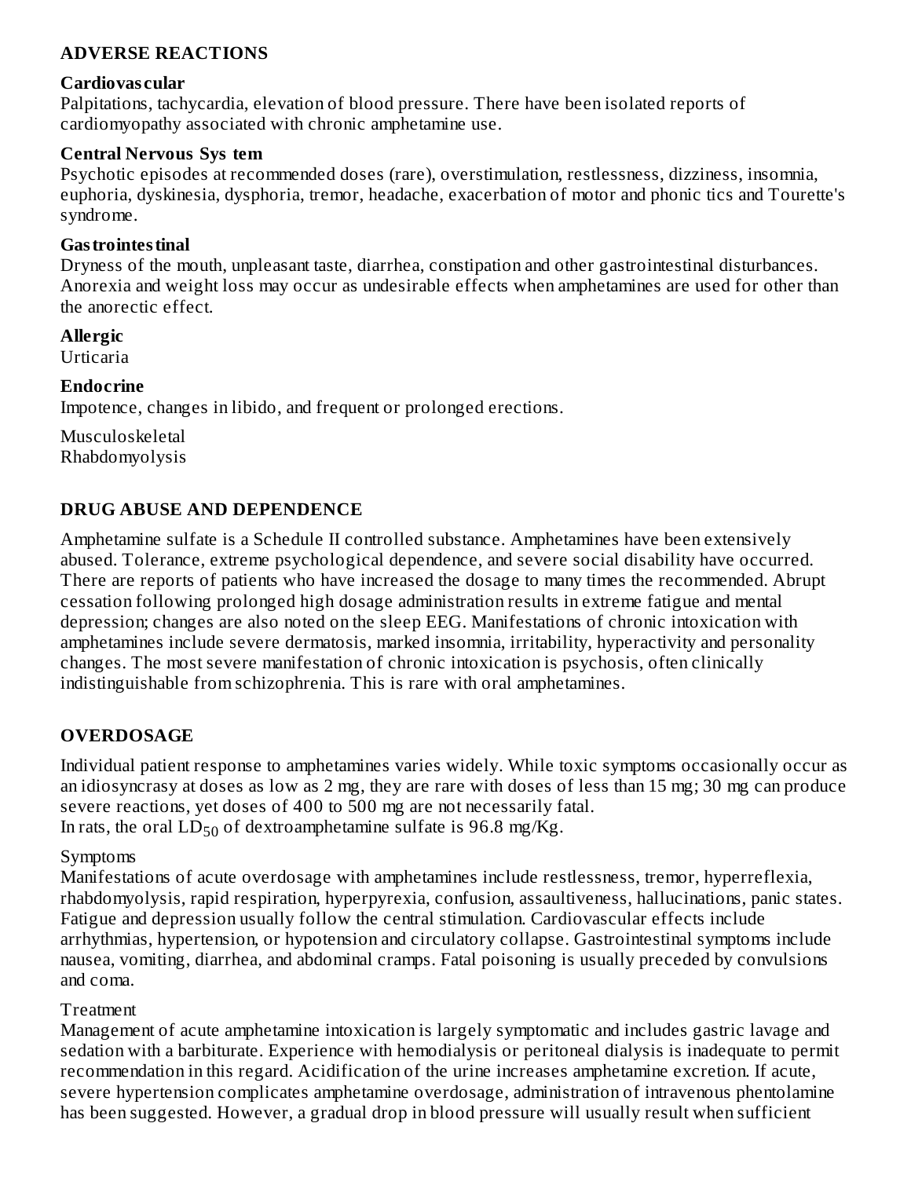## ADVERSE REACTIONS

### Cardiovascular

Palpitations, tachycardia, elevation of blood pressure. There have been isolated reports of cardiomyopathy associated with chronic amphetamine use.

### Central Nervous System

Psychotic episodes at recommended doses (rare), overstimulation, restlessness, dizziness, insomnia, euphoria, dyskinesia, dysphoria, tremor, headache, exacerbation of motor and phonic tics and Tourette's syndrome.

### Gastrointestinal

Dryness of the mouth, unpleasant taste, diarrhea, constipation and other gastrointestinal disturbances. Anorexia and weight loss may occur as undesirable effects when amphetamines are used for other than the anorectic effect.

### Allergic

Urticaria

### Endocrine

Impotence, changes in libido, and frequent or prolonged erections.

Musculoskeletal
Rhabdomyolysis

## DRUG ABUSE AND DEPENDENCE

Amphetamine sulfate is a Schedule II controlled substance. Amphetamines have been extensively abused. Tolerance, extreme psychological dependence, and severe social disability have occurred. There are reports of patients who have increased the dosage to many times the recommended. Abrupt cessation following prolonged high dosage administration results in extreme fatigue and mental depression; changes are also noted on the sleep EEG. Manifestations of chronic intoxication with amphetamines include severe dermatosis, marked insomnia, irritability, hyperactivity and personality changes. The most severe manifestation of chronic intoxication is psychosis, often clinically indistinguishable from schizophrenia. This is rare with oral amphetamines.

## OVERDOSAGE

Individual patient response to amphetamines varies widely. While toxic symptoms occasionally occur as an idiosyncrasy at doses as low as 2 mg, they are rare with doses of less than 15 mg; 30 mg can produce severe reactions, yet doses of 400 to 500 mg are not necessarily fatal.
In rats, the oral $LD_{50}$ of dextroamphetamine sulfate is 96.8 mg/Kg.

Symptoms
Manifestations of acute overdosage with amphetamines include restlessness, tremor, hyperreflexia, rhabdomyolysis, rapid respiration, hyperpyrexia, confusion, assaultiveness, hallucinations, panic states. Fatigue and depression usually follow the central stimulation. Cardiovascular effects include arrhythmias, hypertension, or hypotension and circulatory collapse. Gastrointestinal symptoms include nausea, vomiting, diarrhea, and abdominal cramps. Fatal poisoning is usually preceded by convulsions and coma.

Treatment
Management of acute amphetamine intoxication is largely symptomatic and includes gastric lavage and sedation with a barbiturate. Experience with hemodialysis or peritoneal dialysis is inadequate to permit recommendation in this regard. Acidification of the urine increases amphetamine excretion. If acute, severe hypertension complicates amphetamine overdosage, administration of intravenous phentolamine has been suggested. However, a gradual drop in blood pressure will usually result when sufficient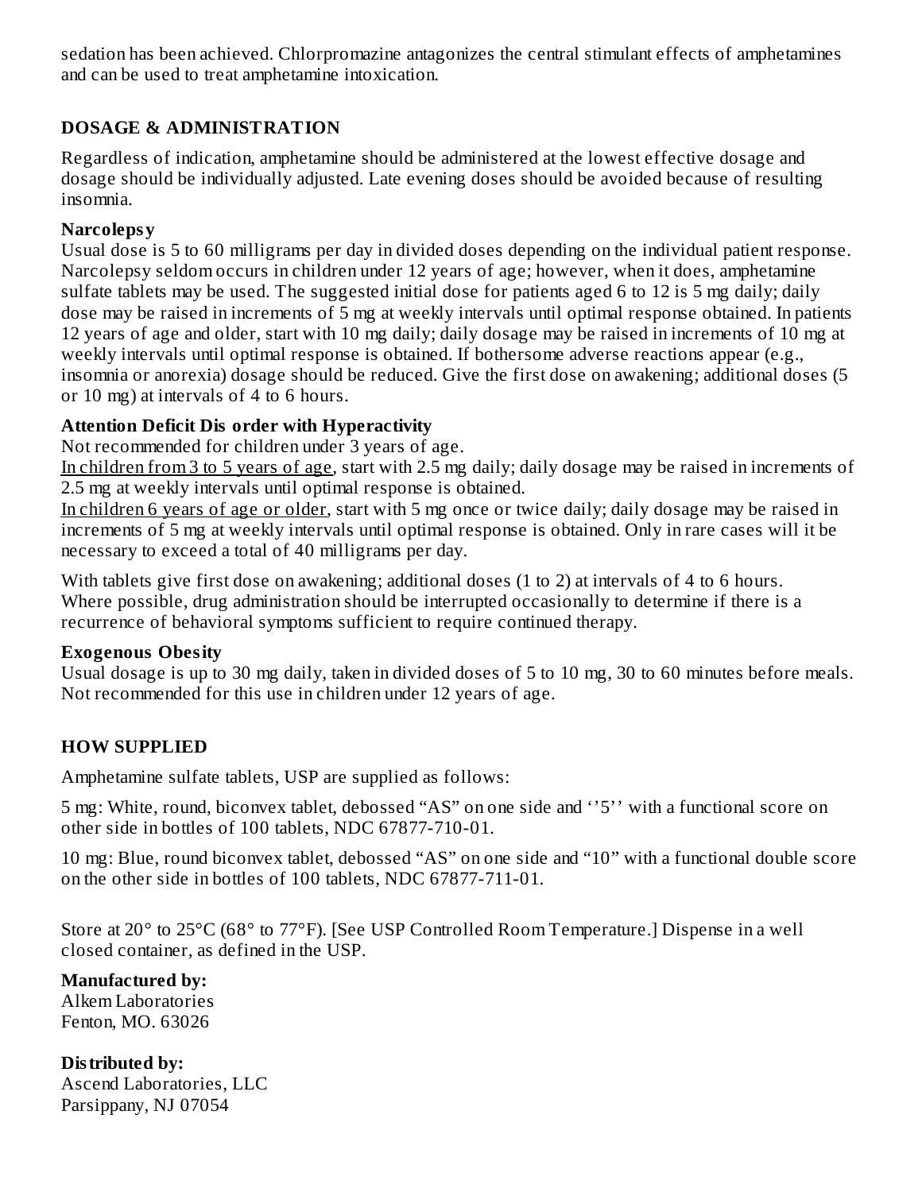sedation has been achieved. Chlorpromazine antagonizes the central stimulant effects of amphetamines and can be used to treat amphetamine intoxication.

## DOSAGE & ADMINISTRATION

Regardless of indication, amphetamine should be administered at the lowest effective dosage and dosage should be individually adjusted. Late evening doses should be avoided because of resulting insomnia.

### Narcolepsy

Usual dose is 5 to 60 milligrams per day in divided doses depending on the individual patient response. Narcolepsy seldom occurs in children under 12 years of age; however, when it does, amphetamine sulfate tablets may be used. The suggested initial dose for patients aged 6 to 12 is 5 mg daily; daily dose may be raised in increments of 5 mg at weekly intervals until optimal response obtained. In patients 12 years of age and older, start with 10 mg daily; daily dosage may be raised in increments of 10 mg at weekly intervals until optimal response is obtained. If bothersome adverse reactions appear (e.g., insomnia or anorexia) dosage should be reduced. Give the first dose on awakening; additional doses (5 or 10 mg) at intervals of 4 to 6 hours.

### Attention Deficit Disorder with Hyperactivity

Not recommended for children under 3 years of age.

In children from 3 to 5 years of age, start with 2.5 mg daily; daily dosage may be raised in increments of 2.5 mg at weekly intervals until optimal response is obtained.

In children 6 years of age or older, start with 5 mg once or twice daily; daily dosage may be raised in increments of 5 mg at weekly intervals until optimal response is obtained. Only in rare cases will it be necessary to exceed a total of 40 milligrams per day.

With tablets give first dose on awakening; additional doses (1 to 2) at intervals of 4 to 6 hours. Where possible, drug administration should be interrupted occasionally to determine if there is a recurrence of behavioral symptoms sufficient to require continued therapy.

### Exogenous Obesity

Usual dosage is up to 30 mg daily, taken in divided doses of 5 to 10 mg, 30 to 60 minutes before meals. Not recommended for this use in children under 12 years of age.

## HOW SUPPLIED

Amphetamine sulfate tablets, USP are supplied as follows:

5 mg: White, round, biconvex tablet, debossed “AS” on one side and ‘’5’’ with a functional score on other side in bottles of 100 tablets, NDC 67877-710-01.

10 mg: Blue, round biconvex tablet, debossed “AS” on one side and “10” with a functional double score on the other side in bottles of 100 tablets, NDC 67877-711-01.

Store at 20° to 25°C (68° to 77°F). [See USP Controlled Room Temperature.] Dispense in a well closed container, as defined in the USP.

**Manufactured by:**
Alkem Laboratories
Fenton, MO. 63026

**Distributed by:**
Ascend Laboratories, LLC
Parsippany, NJ 07054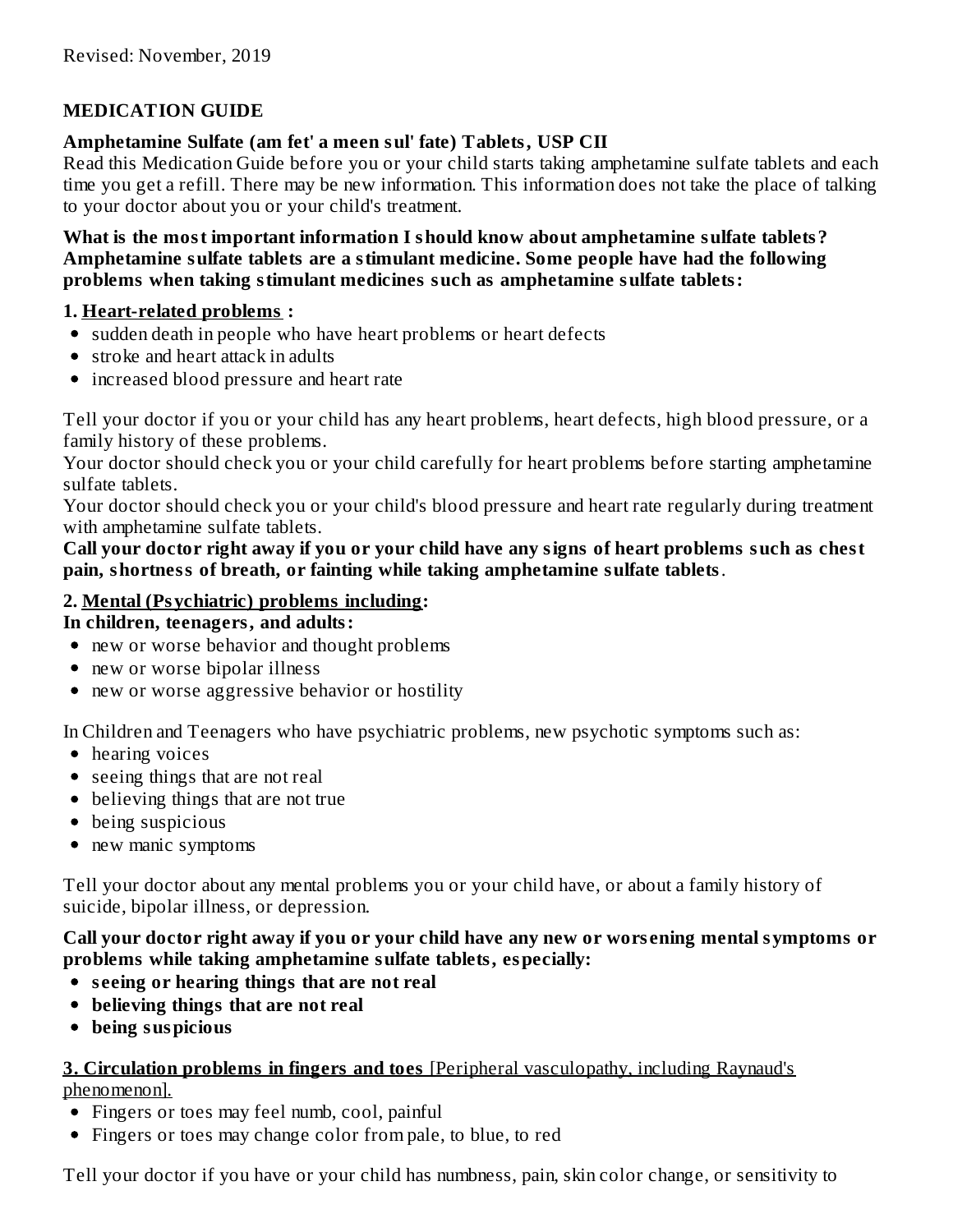Revised: November, 2019

**MEDICATION GUIDE**

**Amphetamine Sulfate (am fet' a meen sul' fate) Tablets, USP CII**

Read this Medication Guide before you or your child starts taking amphetamine sulfate tablets and each time you get a refill. There may be new information. This information does not take the place of talking to your doctor about you or your child's treatment.

**What is the most important information I should know about amphetamine sulfate tablets? Amphetamine sulfate tablets are a stimulant medicine. Some people have had the following problems when taking stimulant medicines such as amphetamine sulfate tablets:**

**1. Heart-related problems :**

- sudden death in people who have heart problems or heart defects
- stroke and heart attack in adults
- increased blood pressure and heart rate

Tell your doctor if you or your child has any heart problems, heart defects, high blood pressure, or a family history of these problems.

Your doctor should check you or your child carefully for heart problems before starting amphetamine sulfate tablets.

Your doctor should check you or your child's blood pressure and heart rate regularly during treatment with amphetamine sulfate tablets.

**Call your doctor right away if you or your child have any signs of heart problems such as chest pain, shortness of breath, or fainting while taking amphetamine sulfate tablets**.

**2. Mental (Psychiatric) problems including:**

**In children, teenagers, and adults:**

- new or worse behavior and thought problems
- new or worse bipolar illness
- new or worse aggressive behavior or hostility

In Children and Teenagers who have psychiatric problems, new psychotic symptoms such as:

- hearing voices
- seeing things that are not real
- believing things that are not true
- being suspicious
- new manic symptoms

Tell your doctor about any mental problems you or your child have, or about a family history of suicide, bipolar illness, or depression.

**Call your doctor right away if you or your child have any new or worsening mental symptoms or problems while taking amphetamine sulfate tablets, especially:**

- **seeing or hearing things that are not real**
- **believing things that are not real**
- **being suspicious**

**3. Circulation problems in fingers and toes** [Peripheral vasculopathy, including Raynaud's phenomenon].

- Fingers or toes may feel numb, cool, painful
- Fingers or toes may change color from pale, to blue, to red

Tell your doctor if you have or your child has numbness, pain, skin color change, or sensitivity to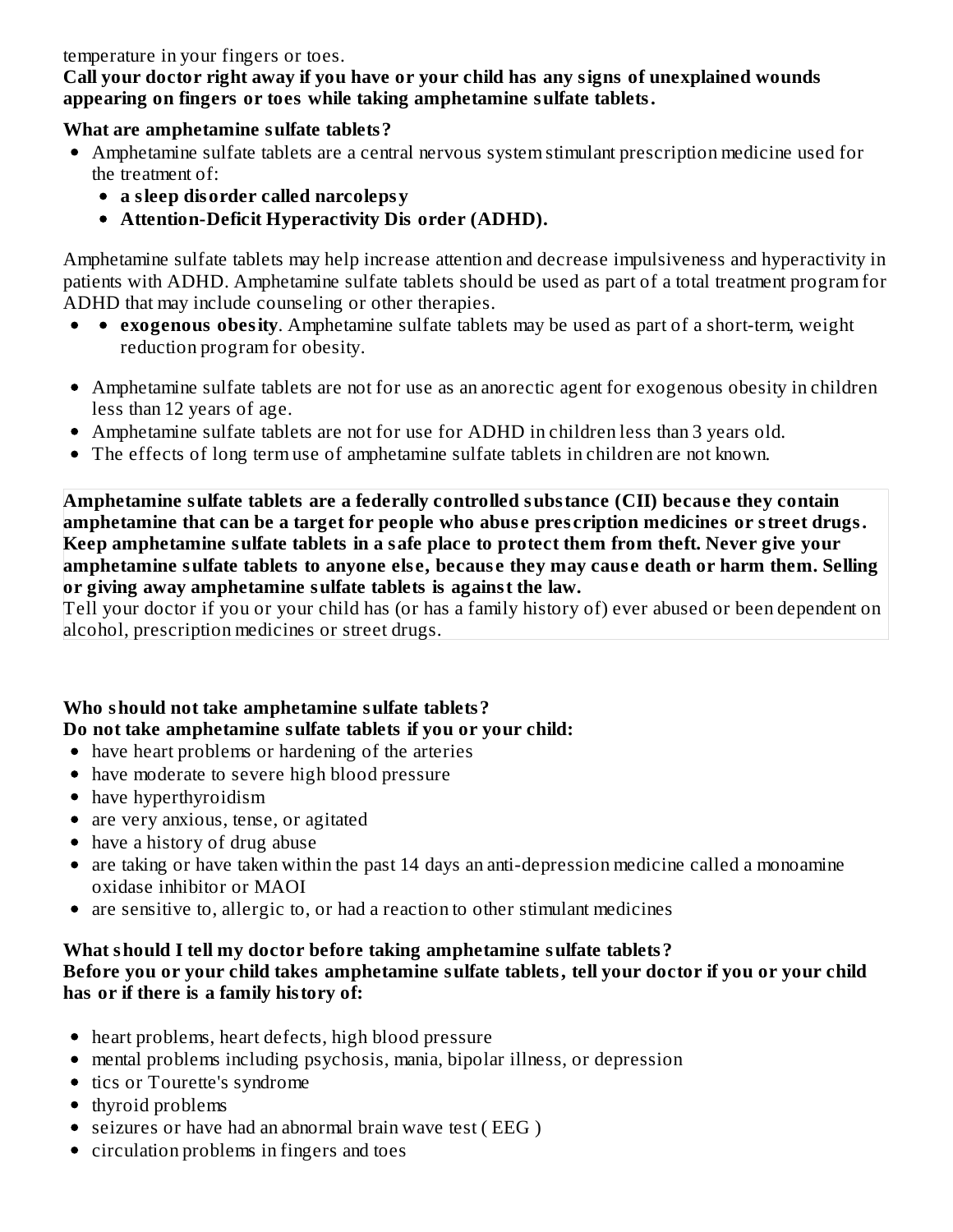temperature in your fingers or toes.

**Call your doctor right away if you have or your child has any signs of unexplained wounds appearing on fingers or toes while taking amphetamine sulfate tablets.**

**What are amphetamine sulfate tablets?**

- Amphetamine sulfate tablets are a central nervous system stimulant prescription medicine used for the treatment of:
  - **a sleep disorder called narcolepsy**
  - **Attention-Deficit Hyperactivity Disorder (ADHD).**

Amphetamine sulfate tablets may help increase attention and decrease impulsiveness and hyperactivity in patients with ADHD. Amphetamine sulfate tablets should be used as part of a total treatment program for ADHD that may include counseling or other therapies.

- - **exogenous obesity**. Amphetamine sulfate tablets may be used as part of a short-term, weight reduction program for obesity.

- Amphetamine sulfate tablets are not for use as an anorectic agent for exogenous obesity in children less than 12 years of age.
- Amphetamine sulfate tablets are not for use for ADHD in children less than 3 years old.
- The effects of long term use of amphetamine sulfate tablets in children are not known.

**Amphetamine sulfate tablets are a federally controlled substance (CII) because they contain amphetamine that can be a target for people who abuse prescription medicines or street drugs. Keep amphetamine sulfate tablets in a safe place to protect them from theft. Never give your amphetamine sulfate tablets to anyone else, because they may cause death or harm them. Selling or giving away amphetamine sulfate tablets is against the law.**

Tell your doctor if you or your child has (or has a family history of) ever abused or been dependent on alcohol, prescription medicines or street drugs.

**Who should not take amphetamine sulfate tablets?**

**Do not take amphetamine sulfate tablets if you or your child:**

- have heart problems or hardening of the arteries
- have moderate to severe high blood pressure
- have hyperthyroidism
- are very anxious, tense, or agitated
- have a history of drug abuse
- are taking or have taken within the past 14 days an anti-depression medicine called a monoamine oxidase inhibitor or MAOI
- are sensitive to, allergic to, or had a reaction to other stimulant medicines

**What should I tell my doctor before taking amphetamine sulfate tablets?**

**Before you or your child takes amphetamine sulfate tablets, tell your doctor if you or your child has or if there is a family history of:**

- heart problems, heart defects, high blood pressure
- mental problems including psychosis, mania, bipolar illness, or depression
- tics or Tourette's syndrome
- thyroid problems
- seizures or have had an abnormal brain wave test ( EEG )
- circulation problems in fingers and toes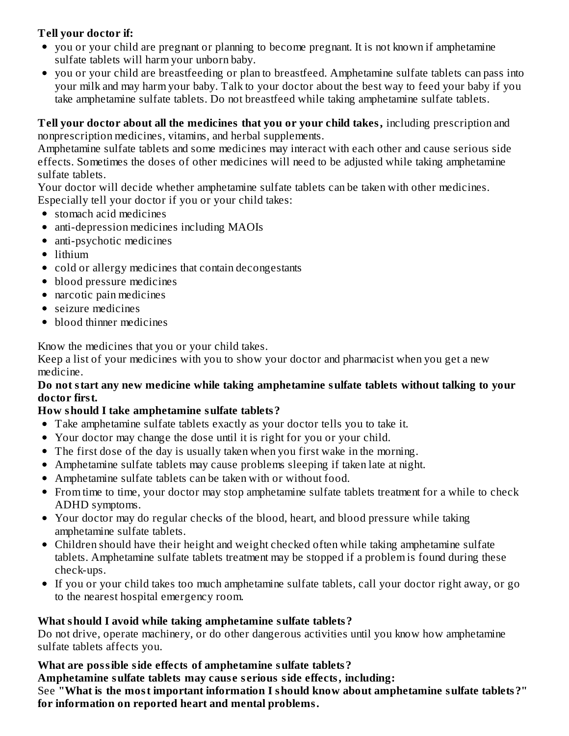**Tell your doctor if:**

- you or your child are pregnant or planning to become pregnant. It is not known if amphetamine sulfate tablets will harm your unborn baby.
- you or your child are breastfeeding or plan to breastfeed. Amphetamine sulfate tablets can pass into your milk and may harm your baby. Talk to your doctor about the best way to feed your baby if you take amphetamine sulfate tablets. Do not breastfeed while taking amphetamine sulfate tablets.

**Tell your doctor about all the medicines that you or your child takes,** including prescription and nonprescription medicines, vitamins, and herbal supplements.
Amphetamine sulfate tablets and some medicines may interact with each other and cause serious side effects. Sometimes the doses of other medicines will need to be adjusted while taking amphetamine sulfate tablets.
Your doctor will decide whether amphetamine sulfate tablets can be taken with other medicines.
Especially tell your doctor if you or your child takes:

- stomach acid medicines
- anti-depression medicines including MAOIs
- anti-psychotic medicines
- lithium
- cold or allergy medicines that contain decongestants
- blood pressure medicines
- narcotic pain medicines
- seizure medicines
- blood thinner medicines

Know the medicines that you or your child takes.
Keep a list of your medicines with you to show your doctor and pharmacist when you get a new medicine.
**Do not start any new medicine while taking amphetamine sulfate tablets without talking to your doctor first.**

**How should I take amphetamine sulfate tablets?**

- Take amphetamine sulfate tablets exactly as your doctor tells you to take it.
- Your doctor may change the dose until it is right for you or your child.
- The first dose of the day is usually taken when you first wake in the morning.
- Amphetamine sulfate tablets may cause problems sleeping if taken late at night.
- Amphetamine sulfate tablets can be taken with or without food.
- From time to time, your doctor may stop amphetamine sulfate tablets treatment for a while to check ADHD symptoms.
- Your doctor may do regular checks of the blood, heart, and blood pressure while taking amphetamine sulfate tablets.
- Children should have their height and weight checked often while taking amphetamine sulfate tablets. Amphetamine sulfate tablets treatment may be stopped if a problem is found during these check-ups.
- If you or your child takes too much amphetamine sulfate tablets, call your doctor right away, or go to the nearest hospital emergency room.

**What should I avoid while taking amphetamine sulfate tablets?**
Do not drive, operate machinery, or do other dangerous activities until you know how amphetamine sulfate tablets affects you.

**What are possible side effects of amphetamine sulfate tablets?**
**Amphetamine sulfate tablets may cause serious side effects, including:**
See **"What is the most important information I should know about amphetamine sulfate tablets?" for information on reported heart and mental problems.**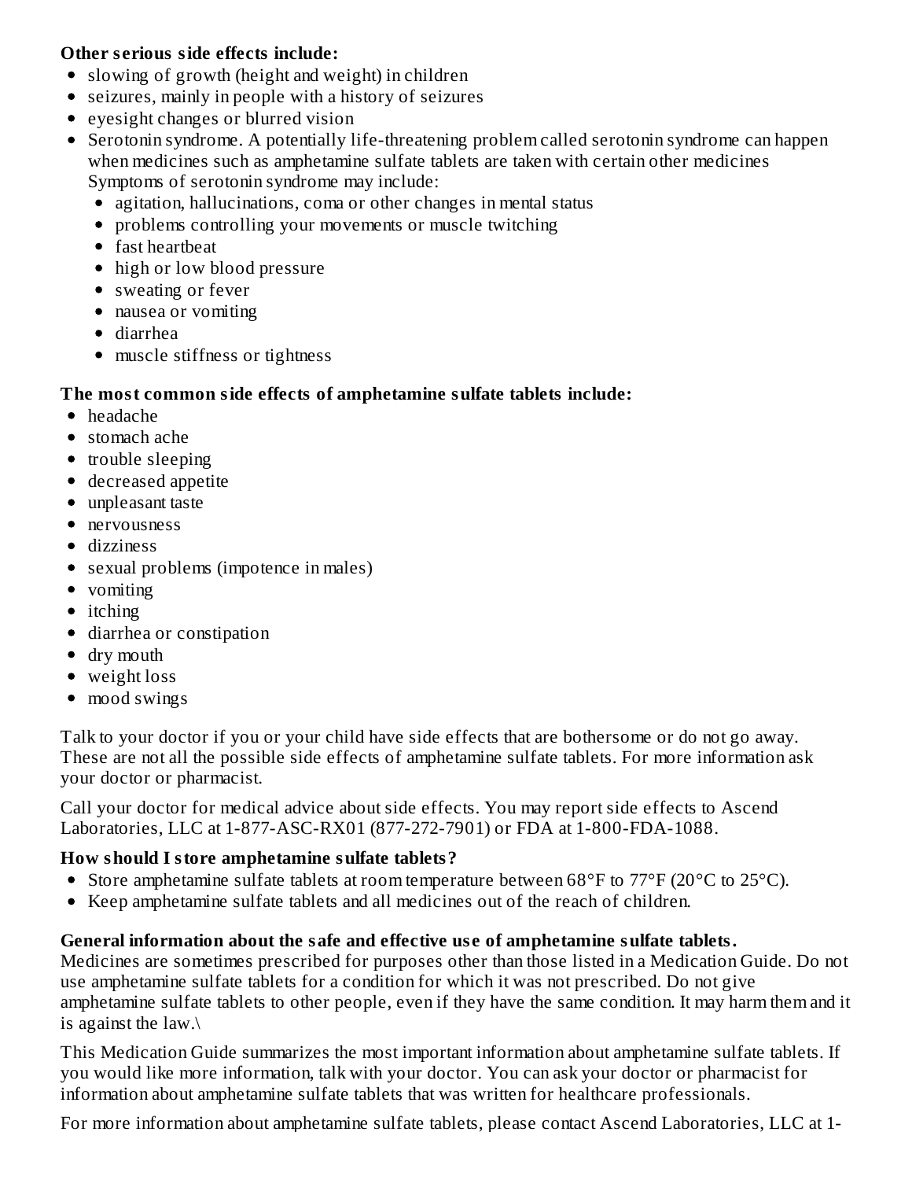**Other serious side effects include:**

- slowing of growth (height and weight) in children
- seizures, mainly in people with a history of seizures
- eyesight changes or blurred vision
- Serotonin syndrome. A potentially life-threatening problem called serotonin syndrome can happen when medicines such as amphetamine sulfate tablets are taken with certain other medicines Symptoms of serotonin syndrome may include:
  - agitation, hallucinations, coma or other changes in mental status
  - problems controlling your movements or muscle twitching
  - fast heartbeat
  - high or low blood pressure
  - sweating or fever
  - nausea or vomiting
  - diarrhea
  - muscle stiffness or tightness

**The most common side effects of amphetamine sulfate tablets include:**

- headache
- stomach ache
- trouble sleeping
- decreased appetite
- unpleasant taste
- nervousness
- dizziness
- sexual problems (impotence in males)
- vomiting
- itching
- diarrhea or constipation
- dry mouth
- weight loss
- mood swings

Talk to your doctor if you or your child have side effects that are bothersome or do not go away. These are not all the possible side effects of amphetamine sulfate tablets. For more information ask your doctor or pharmacist.

Call your doctor for medical advice about side effects. You may report side effects to Ascend Laboratories, LLC at 1-877-ASC-RX01 (877-272-7901) or FDA at 1-800-FDA-1088.

**How should I store amphetamine sulfate tablets?**

- Store amphetamine sulfate tablets at room temperature between 68°F to 77°F (20°C to 25°C).
- Keep amphetamine sulfate tablets and all medicines out of the reach of children.

**General information about the safe and effective use of amphetamine sulfate tablets.**
Medicines are sometimes prescribed for purposes other than those listed in a Medication Guide. Do not use amphetamine sulfate tablets for a condition for which it was not prescribed. Do not give amphetamine sulfate tablets to other people, even if they have the same condition. It may harm them and it is against the law.\

This Medication Guide summarizes the most important information about amphetamine sulfate tablets. If you would like more information, talk with your doctor. You can ask your doctor or pharmacist for information about amphetamine sulfate tablets that was written for healthcare professionals.

For more information about amphetamine sulfate tablets, please contact Ascend Laboratories, LLC at 1-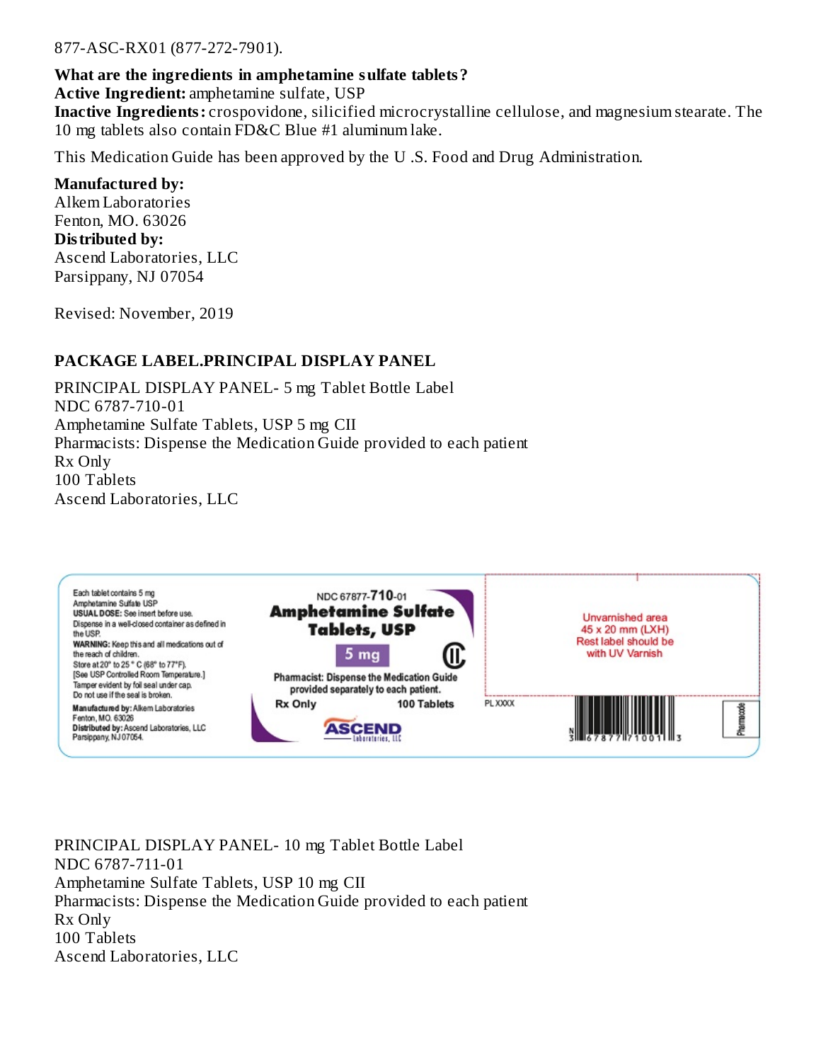877-ASC-RX01 (877-272-7901).

**What are the ingredients in amphetamine sulfate tablets?**
**Active Ingredient:** amphetamine sulfate, USP
**Inactive Ingredients:** crospovidone, silicified microcrystalline cellulose, and magnesium stearate. The 10 mg tablets also contain FD&C Blue #1 aluminum lake.

This Medication Guide has been approved by the U .S. Food and Drug Administration.

**Manufactured by:**
Alkem Laboratories
Fenton, MO. 63026
**Distributed by:**
Ascend Laboratories, LLC
Parsippany, NJ 07054

Revised: November, 2019

## PACKAGE LABEL.PRINCIPAL DISPLAY PANEL

PRINCIPAL DISPLAY PANEL- 5 mg Tablet Bottle Label
NDC 6787-710-01
Amphetamine Sulfate Tablets, USP 5 mg CII
Pharmacists: Dispense the Medication Guide provided to each patient
Rx Only
100 Tablets
Ascend Laboratories, LLC

Each tablet contains 5 mg
Amphetamine Sulfate USP
**USUAL DOSE:** See insert before use.
Dispense in a well-closed container as defined in the USP.
**WARNING:** Keep this and all medications out of the reach of children.
Store at 20° to 25° C (68° to 77°F).
[See USP Controlled Room Temperature.]
Tamper evident by foil seal under cap.
Do not use if the seal is broken.
**Manufactured by:** Alkem Laboratories
Fenton, MO. 63026
**Distributed by:** Ascend Laboratories, LLC
Parsippany, NJ 07054.

NDC 67877-**710**-01
**Amphetamine Sulfate Tablets, USP**
**5 mg**
CII
Pharmacist: Dispense the Medication Guide provided separately to each patient.
**Rx Only** **100 Tablets**
ASCEND Laboratories, LLC

Unvarnished area
45 x 20 mm (LXH)
Rest label should be with UV Varnish

PL XXXX

N 3 67877 71001 3

Pharmacode

PRINCIPAL DISPLAY PANEL- 10 mg Tablet Bottle Label
NDC 6787-711-01
Amphetamine Sulfate Tablets, USP 10 mg CII
Pharmacists: Dispense the Medication Guide provided to each patient
Rx Only
100 Tablets
Ascend Laboratories, LLC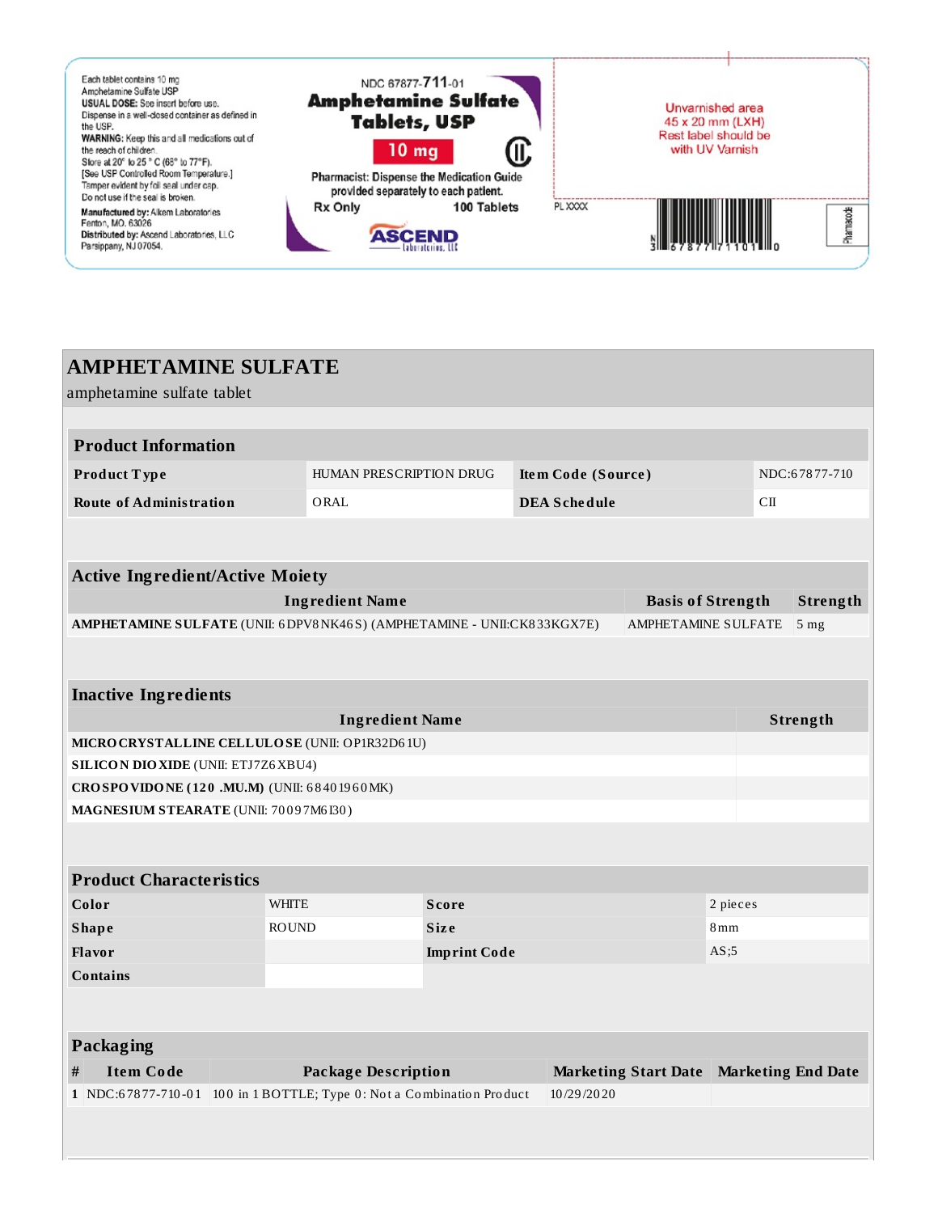Each tablet contains 10 mg Amphetamine Sulfate USP
**USUAL DOSE:** See insert before use.
Dispense in a well-closed container as defined in the USP.
**WARNING:** Keep this and all medications out of the reach of children.
Store at 20° to 25° C (68° to 77°F).
[See USP Controlled Room Temperature.]
Tamper evident by foil seal under cap.
Do not use if the seal is broken.
**Manufactured by:** Alkem Laboratories
Fenton, MO. 63026
**Distributed by:** Ascend Laboratories, LLC
Parsippany, NJ 07054.

NDC 67877-711-01
**Amphetamine Sulfate Tablets, USP**
**10 mg**
CII
Pharmacist: Dispense the Medication Guide provided separately to each patient.
Rx Only
100 Tablets
ASCEND Laboratories, LLC

Unvarnished area
45 x 20 mm (LXH)
Rest label should be with UV Varnish

PL XXXX

N 3 67877 71101 0

Pharmacode

# AMPHETAMINE SULFATE

amphetamine sulfate tablet

| **Product Information** | | | |
|---|---|---|---|
| **Product Type** | HUMAN PRESCRIPTION DRUG | **Item Code (Source)** | NDC:67877-710 |
| **Route of Administration** | ORAL | **DEA Schedule** | CII |

| **Active Ingredient/Active Moiety** | | |
|---|---|---|
| **Ingredient Name** | **Basis of Strength** | **Strength** |
| **AMPHETAMINE SULFATE** (UNII: 6DPV8NK46S) (AMPHETAMINE - UNII:CK833KGX7E) | AMPHETAMINE SULFATE | 5 mg |

| **Inactive Ingredients** | |
|---|---|
| **Ingredient Name** | **Strength** |
| **MICROCRYSTALLINE CELLULOSE** (UNII: OP1R32D61U) | |
| **SILICON DIOXIDE** (UNII: ETJ7Z6XBU4) | |
| **CROSPOVIDONE (120 .MU.M)** (UNII: 68401960MK) | |
| **MAGNESIUM STEARATE** (UNII: 70097M6I30) | |

| **Product Characteristics** | | | |
|---|---|---|---|
| **Color** | WHITE | **Score** | 2 pieces |
| **Shape** | ROUND | **Size** | 8mm |
| **Flavor** | | **Imprint Code** | AS;5 |
| **Contains** | | | |

| **Packaging** | | | | |
|---|---|---|---|---|
| **#** | **Item Code** | **Package Description** | **Marketing Start Date** | **Marketing End Date** |
| 1 | NDC:67877-710-01 | 100 in 1 BOTTLE; Type 0: Not a Combination Product | 10/29/2020 | |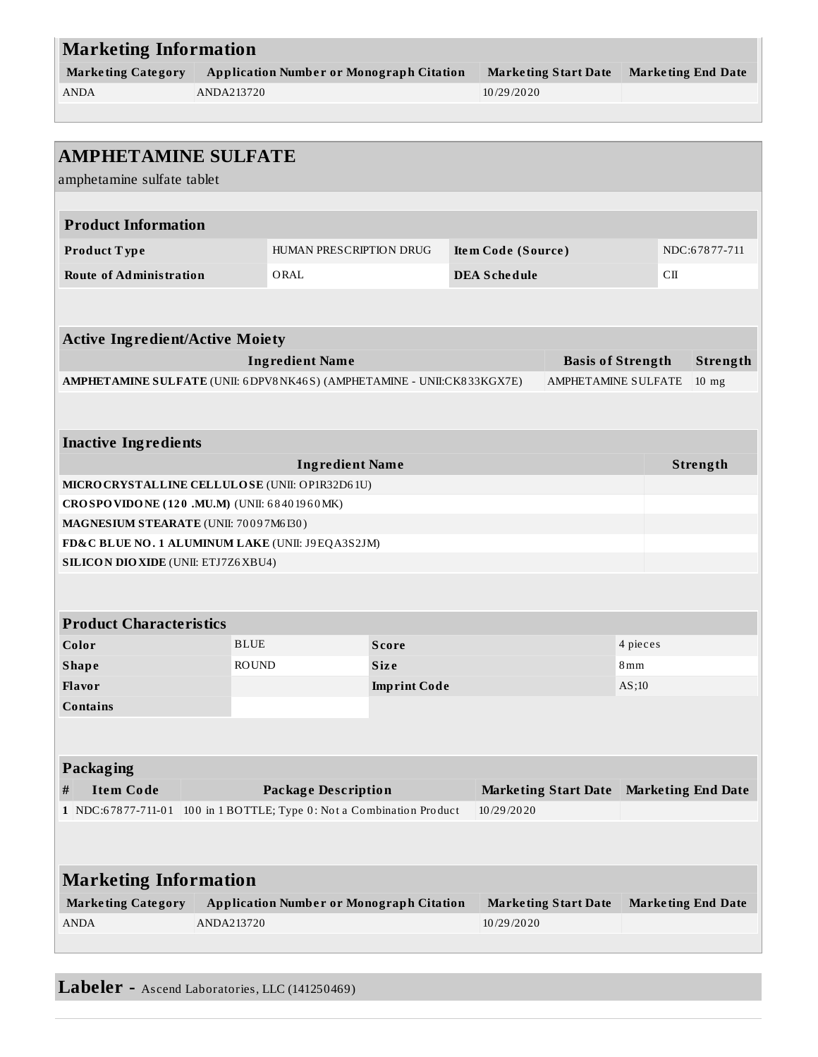## Marketing Information

| Marketing Category | Application Number or Monograph Citation | Marketing Start Date | Marketing End Date |
|---|---|---|---|
| ANDA | ANDA213720 | 10/29/2020 | |

## AMPHETAMINE SULFATE

amphetamine sulfate tablet

### Product Information

| | | | |
|---|---|---|---|
| **Product Type** | HUMAN PRESCRIPTION DRUG | **Item Code (Source)** | NDC:67877-711 |
| **Route of Administration** | ORAL | **DEA Schedule** | CII |

### Active Ingredient/Active Moiety

| Ingredient Name | Basis of Strength | Strength |
|---|---|---|
| **AMPHETAMINE SULFATE** (UNII: 6DPV8NK46S) (AMPHETAMINE - UNII:CK833KGX7E) | AMPHETAMINE SULFATE | 10 mg |

### Inactive Ingredients

| Ingredient Name | Strength |
|---|---|
| **MICROCRYSTALLINE CELLULOSE** (UNII: OP1R32D61U) | |
| **CROSPOVIDONE (120 .MU.M)** (UNII: 68401960MK) | |
| **MAGNESIUM STEARATE** (UNII: 70097M6I30) | |
| **FD&C BLUE NO. 1 ALUMINUM LAKE** (UNII: J9EQA3S2JM) | |
| **SILICON DIOXIDE** (UNII: ETJ7Z6XBU4) | |

### Product Characteristics

| | | | |
|---|---|---|---|
| **Color** | BLUE | **Score** | 4 pieces |
| **Shape** | ROUND | **Size** | 8mm |
| **Flavor** | | **Imprint Code** | AS;10 |
| **Contains** | | | |

### Packaging

| # | Item Code | Package Description | Marketing Start Date | Marketing End Date |
|---|---|---|---|---|
| 1 | NDC:67877-711-01 | 100 in 1 BOTTLE; Type 0: Not a Combination Product | 10/29/2020 | |

### Marketing Information

| Marketing Category | Application Number or Monograph Citation | Marketing Start Date | Marketing End Date |
|---|---|---|---|
| ANDA | ANDA213720 | 10/29/2020 | |

**Labeler -** Ascend Laboratories, LLC (141250469)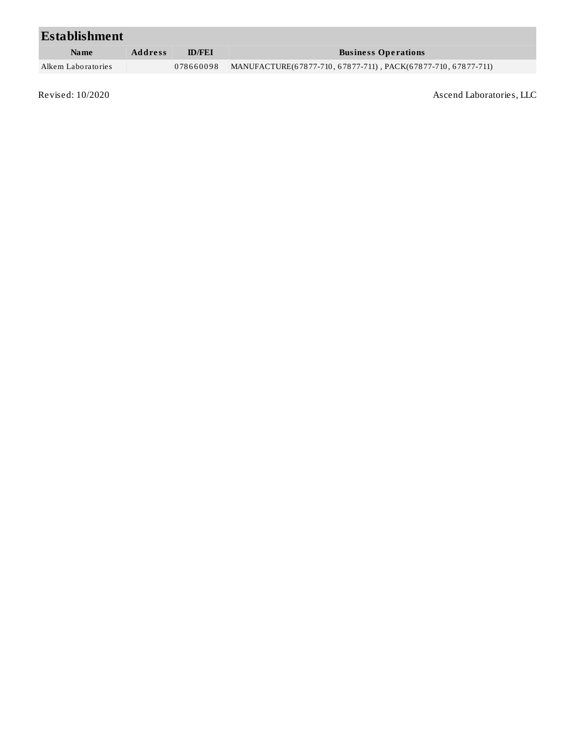| Establishment | | | |
|---|---|---|---|
| **Name** | **Address** | **ID/FEI** | **Business Operations** |
| Alkem Laboratories | | 078660098 | MANUFACTURE(67877-710, 67877-711) , PACK(67877-710, 67877-711) |

Revised: 10/2020

Ascend Laboratories, LLC